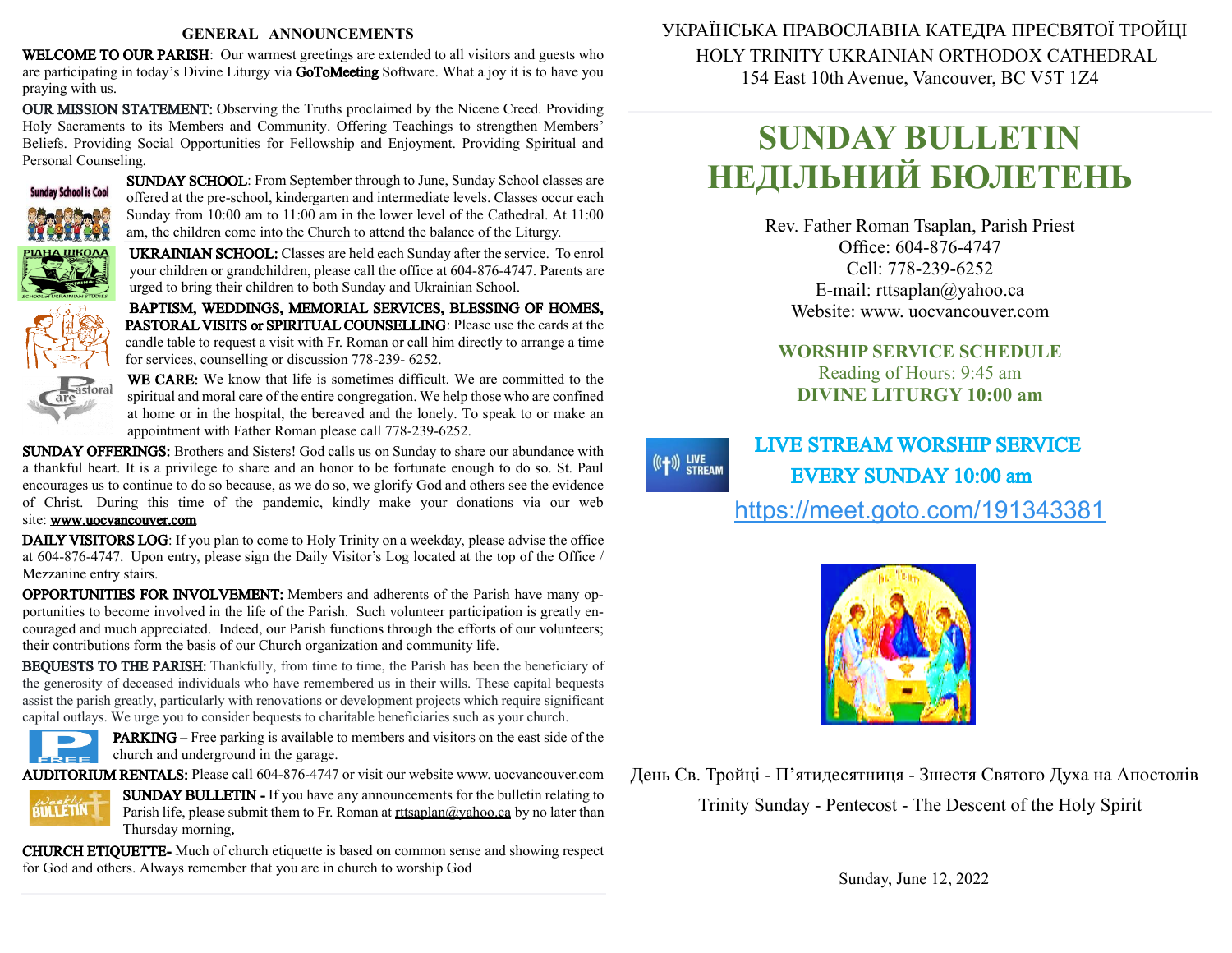## GENERAL ANNOUNCEMENTS

**WELCOME TO OUR PARISH**: Our warmest greetings are extended to all visitors and guests who are participating in today's Divine Liturgy via **GoToMeeting** Software. What a joy it is to have you praying with us.

**OUR MISSION STATEMENT:** Observing the Truths proclaimed by the Nicene Creed. Providing Holy Sacraments to its Members and Community. Offering Teachings to strengthen Members' Beliefs. Providing Social Opportunities for Fellowship and Enjoyment. Providing Spiritual and Personal Counseling.

**SUNDAY SCHOOL**: From September through to June, Sunday School classes are offered at the pre-school, kindergarten and intermediate levels. Classes occur each Sunday from 10:00 am to 11:00 am in the lower level of the Cathedral. At 11:00 am, the children come into the Church to attend the balance of the Liturgy.

**UKRAINIAN SCHOOL:** Classes are held each Sunday after the service. To enrol your children or grandchildren, please call the office at 604-876-4747. Parents are urged to bring their children to both Sunday and Ukrainian School.

**BAPTISM, WEDDINGS, MEMORIAL SERVICES, BLESSING OF HOMES, PASTORAL VISITS or SPIRITUAL COUNSELLING**: Please use the cards at the candle table to request a visit with Fr. Roman or call him directly to arrange a time for services, counselling or discussion 778-239- 6252.

**WE CARE:** We know that life is sometimes difficult. We are committed to the spiritual and moral care of the entire congregation. We help those who are confined at home or in the hospital, the bereaved and the lonely. To speak to or make an appointment with Father Roman please call 778-239-6252.

**SUNDAY OFFERINGS:** Brothers and Sisters! God calls us on Sunday to share our abundance with a thankful heart. It is a privilege to share and an honor to be fortunate enough to do so. St. Paul encourages us to continue to do so because, as we do so, we glorify God and others see the evidence of Christ. During this time of the pandemic, kindly make your donations via our web site: www.uocvancouver.com

**DAILY VISITORS LOG**: If you plan to come to Holy Trinity on a weekday, please advise the office at 604-876-4747. Upon entry, please sign the Daily Visitor's Log located at the top of the Office / Mezzanine entry stairs.

**OPPORTUNITIES FOR INVOLVEMENT:** Members and adherents of the Parish have many opportunities to become involved in the life of the Parish. Such volunteer participation is greatly encouraged and much appreciated. Indeed, our Parish functions through the efforts of our volunteers; their contributions form the basis of our Church organization and community life.

**BEQUESTS TO THE PARISH:** Thankfully, from time to time, the Parish has been the beneficiary of the generosity of deceased individuals who have remembered us in their wills. These capital bequests assist the parish greatly, particularly with renovations or development projects which require significant capital outlays. We urge you to consider bequests to charitable beneficiaries such as your church.

**PARKING** – Free parking is available to members and visitors on the east side of the church and underground in the garage.

**AUDITORIUM RENTALS:** Please call 604-876-4747 or visit our website www. uocvancouver.com

**SUNDAY BULLETIN -** If you have any announcements for the bulletin relating to Parish life, please submit them to Fr. Roman at rttsaplan@yahoo.ca by no later than Thursday morning.

**CHURCH ETIQUETTE-** Much of church etiquette is based on common sense and showing respect for God and others. Always remember that you are in church to worship God

---

УКРАЇНСЬКА ПРАВОСЛАВНА КАТЕДРА ПРЕСВЯТОЇ ТРОЙЦІ

HOLY TRINITY UKRAINIAN ORTHODOX CATHEDRAL

154 East 10th Avenue, Vancouver, BC V5T 1Z4

# SUNDAY BULLETIN
# НЕДІЛЬНИЙ БЮЛЕТЕНЬ

Rev. Father Roman Tsaplan, Parish Priest
Office: 604-876-4747
Cell: 778-239-6252
E-mail: rttsaplan@yahoo.ca
Website: www. uocvancouver.com

**WORSHIP SERVICE SCHEDULE**
Reading of Hours: 9:45 am
**DIVINE LITURGY 10:00 am**

**LIVE STREAM WORSHIP SERVICE**
**EVERY SUNDAY 10:00 am**
https://meet.goto.com/191343381

День Св. Тройці - П'ятидесятниця - Зшестя Святого Духа на Апостолів

Trinity Sunday - Pentecost - The Descent of the Holy Spirit

Sunday, June 12, 2022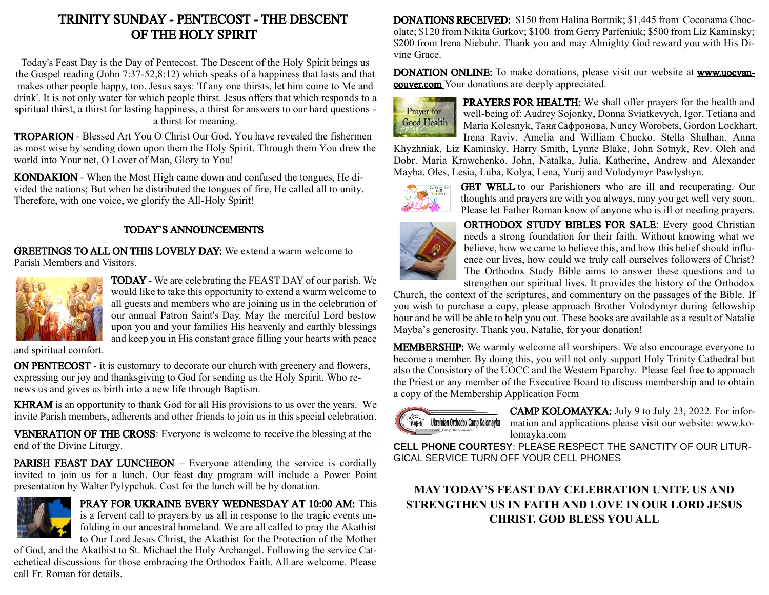# TRINITY SUNDAY - PENTECOST - THE DESCENT OF THE HOLY SPIRIT

Today's Feast Day is the Day of Pentecost. The Descent of the Holy Spirit brings us the Gospel reading (John 7:37-52,8:12) which speaks of a happiness that lasts and that makes other people happy, too. Jesus says: 'If any one thirsts, let him come to Me and drink'. It is not only water for which people thirst. Jesus offers that which responds to a spiritual thirst, a thirst for lasting happiness, a thirst for answers to our hard questions - a thirst for meaning.

**TROPARION** - Blessed Art You O Christ Our God. You have revealed the fishermen as most wise by sending down upon them the Holy Spirit. Through them You drew the world into Your net, O Lover of Man, Glory to You!

**KONDAKION** - When the Most High came down and confused the tongues, He divided the nations; But when he distributed the tongues of fire, He called all to unity. Therefore, with one voice, we glorify the All-Holy Spirit!

## TODAY`S ANNOUNCEMENTS

**GREETINGS TO ALL ON THIS LOVELY DAY:** We extend a warm welcome to Parish Members and Visitors.

**TODAY** - We are celebrating the FEAST DAY of our parish. We would like to take this opportunity to extend a warm welcome to all guests and members who are joining us in the celebration of our annual Patron Saint's Day. May the merciful Lord bestow upon you and your families His heavenly and earthly blessings and keep you in His constant grace filling your hearts with peace and spiritual comfort.

**ON PENTECOST** - it is customary to decorate our church with greenery and flowers, expressing our joy and thanksgiving to God for sending us the Holy Spirit, Who renews us and gives us birth into a new life through Baptism.

**KHRAM** is an opportunity to thank God for all His provisions to us over the years. We invite Parish members, adherents and other friends to join us in this special celebration.

**VENERATION OF THE CROSS**: Everyone is welcome to receive the blessing at the end of the Divine Liturgy.

**PARISH FEAST DAY LUNCHEON** – Everyone attending the service is cordially invited to join us for a lunch. Our feast day program will include a Power Point presentation by Walter Pylypchuk. Cost for the lunch will be by donation.

**PRAY FOR UKRAINE EVERY WEDNESDAY AT 10:00 AM:** This is a fervent call to prayers by us all in response to the tragic events unfolding in our ancestral homeland. We are all called to pray the Akathist to Our Lord Jesus Christ, the Akathist for the Protection of the Mother of God, and the Akathist to St. Michael the Holy Archangel. Following the service Catechetical discussions for those embracing the Orthodox Faith. All are welcome. Please call Fr. Roman for details.

**DONATIONS RECEIVED:** $150 from Halina Bortnik; $1,445 from Coconama Chocolate; $120 from Nikita Gurkov; $100 from Gerry Parfeniuk; $500 from Liz Kaminsky; $200 from Irena Niebuhr. Thank you and may Almighty God reward you with His Divine Grace.

**DONATION ONLINE:** To make donations, please visit our website at **www.uocvancouver.com** Your donations are deeply appreciated.

**PRAYERS FOR HEALTH:** We shall offer prayers for the health and well-being of: Audrey Sojonky, Donna Sviatkevych, Igor, Tetiana and Maria Kolesnyk, Таня Сафронова, Nancy Worobets, Gordon Lockhart, Irena Raviv, Amelia and William Chucko. Stella Shulhan, Anna Khyzhniak, Liz Kaminsky, Harry Smith, Lynne Blake, John Sotnyk, Rev. Oleh and Dobr. Maria Krawchenko. John, Natalka, Julia, Katherine, Andrew and Alexander Mayba. Oles, Lesia, Luba, Kolya, Lena, Yurij and Volodymyr Pawlyshyn.

**GET WELL** to our Parishioners who are ill and recuperating. Our thoughts and prayers are with you always, may you get well very soon. Please let Father Roman know of anyone who is ill or needing prayers.

**ORTHODOX STUDY BIBLES FOR SALE**: Every good Christian needs a strong foundation for their faith. Without knowing what we believe, how we came to believe this, and how this belief should influence our lives, how could we truly call ourselves followers of Christ? The Orthodox Study Bible aims to answer these questions and to strengthen our spiritual lives. It provides the history of the Orthodox Church, the context of the scriptures, and commentary on the passages of the Bible. If you wish to purchase a copy, please approach Brother Volodymyr during fellowship hour and he will be able to help you out. These books are available as a result of Natalie Mayba's generosity. Thank you, Natalie, for your donation!

**MEMBERSHIP:** We warmly welcome all worshipers. We also encourage everyone to become a member. By doing this, you will not only support Holy Trinity Cathedral but also the Consistory of the UOCC and the Western Eparchy. Please feel free to approach the Priest or any member of the Executive Board to discuss membership and to obtain a copy of the Membership Application Form

**CAMP KOLOMAYKA:** July 9 to July 23, 2022. For information and applications please visit our website: www.kolomayka.com

**CELL PHONE COURTESY**: PLEASE RESPECT THE SANCTITY OF OUR LITURGICAL SERVICE TURN OFF YOUR CELL PHONES

**MAY TODAY'S FEAST DAY CELEBRATION UNITE US AND STRENGTHEN US IN FAITH AND LOVE IN OUR LORD JESUS CHRIST. GOD BLESS YOU ALL**